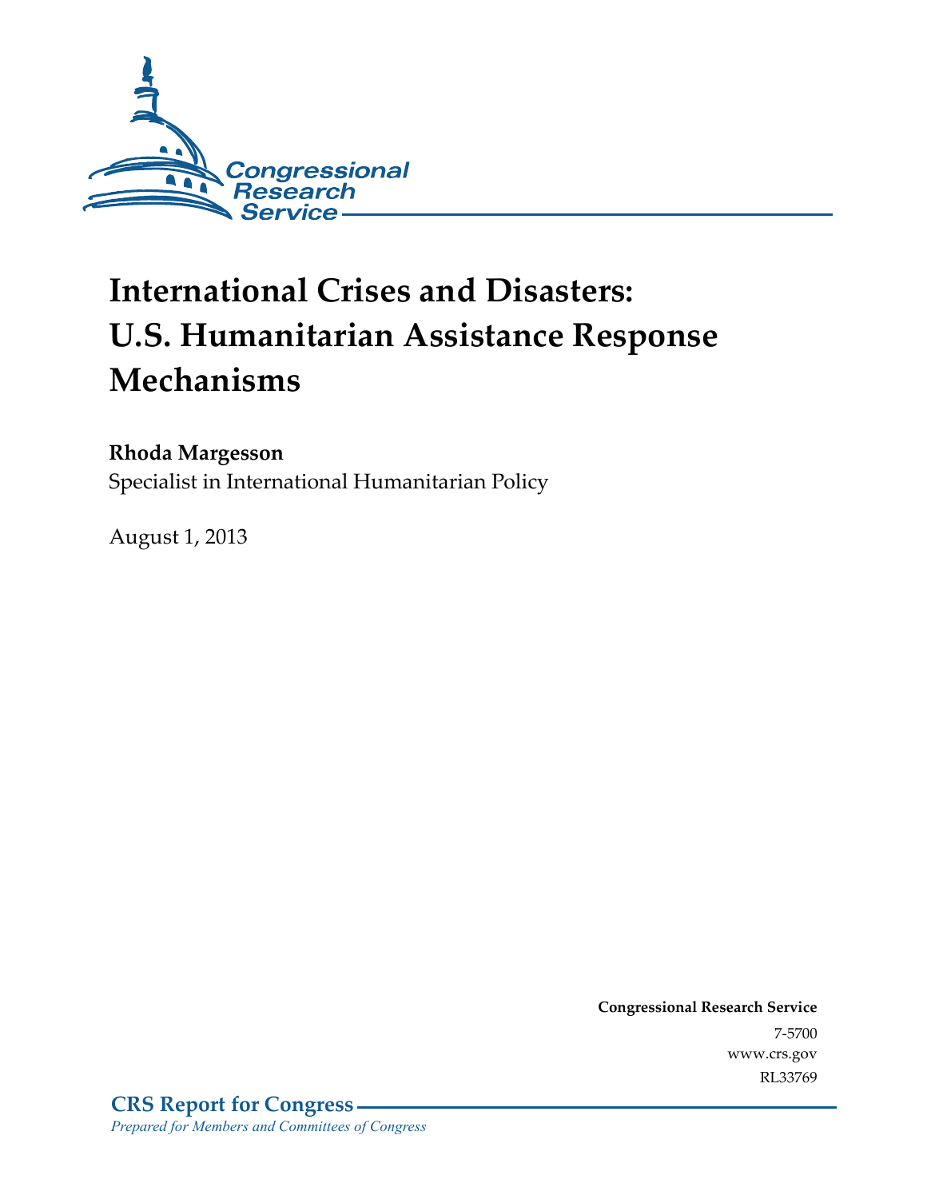Congressional Research Service

# International Crises and Disasters: U.S. Humanitarian Assistance Response Mechanisms

**Rhoda Margesson**
Specialist in International Humanitarian Policy

August 1, 2013

**Congressional Research Service**
7-5700
www.crs.gov
RL33769

**CRS Report for Congress**
*Prepared for Members and Committees of Congress*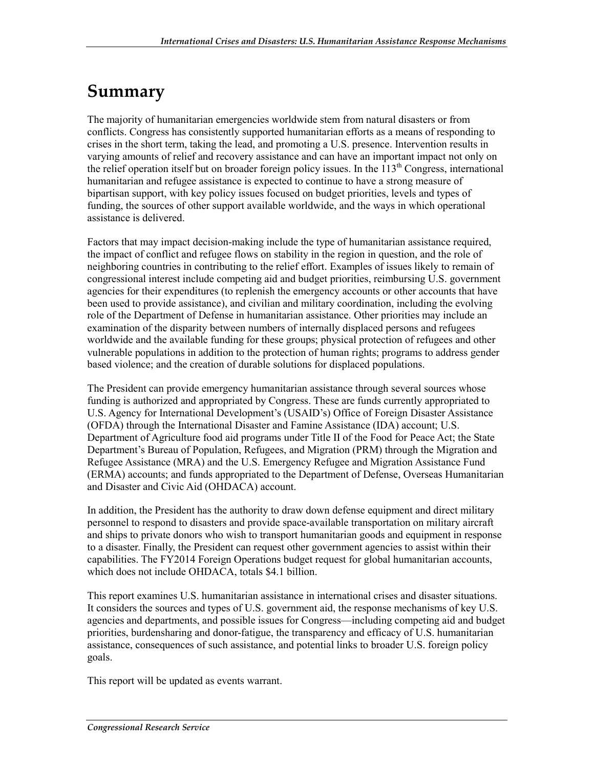# Summary

The majority of humanitarian emergencies worldwide stem from natural disasters or from conflicts. Congress has consistently supported humanitarian efforts as a means of responding to crises in the short term, taking the lead, and promoting a U.S. presence. Intervention results in varying amounts of relief and recovery assistance and can have an important impact not only on the relief operation itself but on broader foreign policy issues. In the 113th Congress, international humanitarian and refugee assistance is expected to continue to have a strong measure of bipartisan support, with key policy issues focused on budget priorities, levels and types of funding, the sources of other support available worldwide, and the ways in which operational assistance is delivered.

Factors that may impact decision-making include the type of humanitarian assistance required, the impact of conflict and refugee flows on stability in the region in question, and the role of neighboring countries in contributing to the relief effort. Examples of issues likely to remain of congressional interest include competing aid and budget priorities, reimbursing U.S. government agencies for their expenditures (to replenish the emergency accounts or other accounts that have been used to provide assistance), and civilian and military coordination, including the evolving role of the Department of Defense in humanitarian assistance. Other priorities may include an examination of the disparity between numbers of internally displaced persons and refugees worldwide and the available funding for these groups; physical protection of refugees and other vulnerable populations in addition to the protection of human rights; programs to address gender based violence; and the creation of durable solutions for displaced populations.

The President can provide emergency humanitarian assistance through several sources whose funding is authorized and appropriated by Congress. These are funds currently appropriated to U.S. Agency for International Development's (USAID's) Office of Foreign Disaster Assistance (OFDA) through the International Disaster and Famine Assistance (IDA) account; U.S. Department of Agriculture food aid programs under Title II of the Food for Peace Act; the State Department's Bureau of Population, Refugees, and Migration (PRM) through the Migration and Refugee Assistance (MRA) and the U.S. Emergency Refugee and Migration Assistance Fund (ERMA) accounts; and funds appropriated to the Department of Defense, Overseas Humanitarian and Disaster and Civic Aid (OHDACA) account.

In addition, the President has the authority to draw down defense equipment and direct military personnel to respond to disasters and provide space-available transportation on military aircraft and ships to private donors who wish to transport humanitarian goods and equipment in response to a disaster. Finally, the President can request other government agencies to assist within their capabilities. The FY2014 Foreign Operations budget request for global humanitarian accounts, which does not include OHDACA, totals $4.1 billion.

This report examines U.S. humanitarian assistance in international crises and disaster situations. It considers the sources and types of U.S. government aid, the response mechanisms of key U.S. agencies and departments, and possible issues for Congress—including competing aid and budget priorities, burdensharing and donor-fatigue, the transparency and efficacy of U.S. humanitarian assistance, consequences of such assistance, and potential links to broader U.S. foreign policy goals.

This report will be updated as events warrant.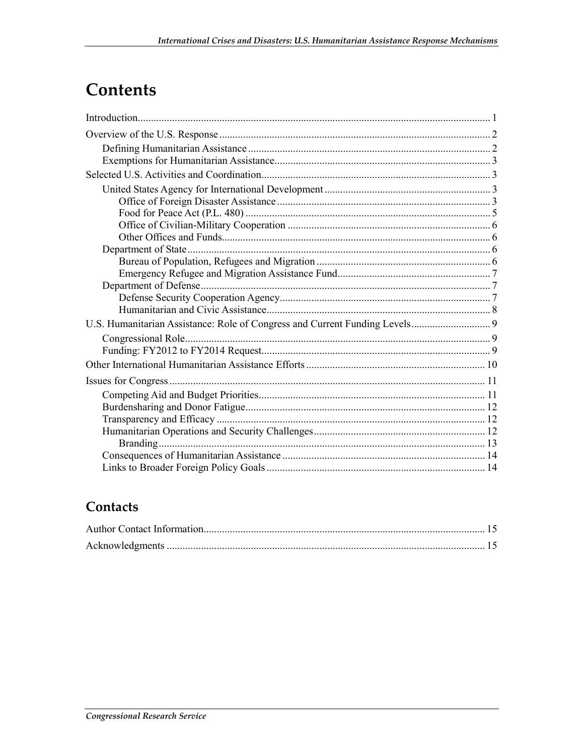# Contents

Introduction ..... 1

Overview of the U.S. Response ..... 2

- Defining Humanitarian Assistance ..... 2
- Exemptions for Humanitarian Assistance ..... 3

Selected U.S. Activities and Coordination ..... 3

- United States Agency for International Development ..... 3
  - Office of Foreign Disaster Assistance ..... 3
  - Food for Peace Act (P.L. 480) ..... 5
  - Office of Civilian-Military Cooperation ..... 6
  - Other Offices and Funds ..... 6
- Department of State ..... 6
  - Bureau of Population, Refugees and Migration ..... 6
  - Emergency Refugee and Migration Assistance Fund ..... 7
- Department of Defense ..... 7
  - Defense Security Cooperation Agency ..... 7
  - Humanitarian and Civic Assistance ..... 8

U.S. Humanitarian Assistance: Role of Congress and Current Funding Levels ..... 9

- Congressional Role ..... 9
- Funding: FY2012 to FY2014 Request ..... 9

Other International Humanitarian Assistance Efforts ..... 10

Issues for Congress ..... 11

- Competing Aid and Budget Priorities ..... 11
- Burdensharing and Donor Fatigue ..... 12
- Transparency and Efficacy ..... 12
- Humanitarian Operations and Security Challenges ..... 12
  - Branding ..... 13
- Consequences of Humanitarian Assistance ..... 14
- Links to Broader Foreign Policy Goals ..... 14

## Contacts

Author Contact Information ..... 15

Acknowledgments ..... 15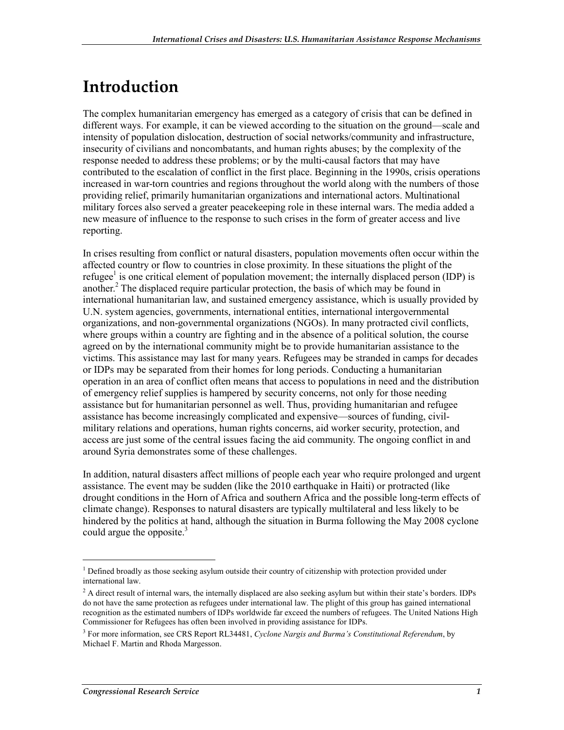# Introduction

The complex humanitarian emergency has emerged as a category of crisis that can be defined in different ways. For example, it can be viewed according to the situation on the ground—scale and intensity of population dislocation, destruction of social networks/community and infrastructure, insecurity of civilians and noncombatants, and human rights abuses; by the complexity of the response needed to address these problems; or by the multi-causal factors that may have contributed to the escalation of conflict in the first place. Beginning in the 1990s, crisis operations increased in war-torn countries and regions throughout the world along with the numbers of those providing relief, primarily humanitarian organizations and international actors. Multinational military forces also served a greater peacekeeping role in these internal wars. The media added a new measure of influence to the response to such crises in the form of greater access and live reporting.

In crises resulting from conflict or natural disasters, population movements often occur within the affected country or flow to countries in close proximity. In these situations the plight of the refugee[1] is one critical element of population movement; the internally displaced person (IDP) is another.[2] The displaced require particular protection, the basis of which may be found in international humanitarian law, and sustained emergency assistance, which is usually provided by U.N. system agencies, governments, international entities, international intergovernmental organizations, and non-governmental organizations (NGOs). In many protracted civil conflicts, where groups within a country are fighting and in the absence of a political solution, the course agreed on by the international community might be to provide humanitarian assistance to the victims. This assistance may last for many years. Refugees may be stranded in camps for decades or IDPs may be separated from their homes for long periods. Conducting a humanitarian operation in an area of conflict often means that access to populations in need and the distribution of emergency relief supplies is hampered by security concerns, not only for those needing assistance but for humanitarian personnel as well. Thus, providing humanitarian and refugee assistance has become increasingly complicated and expensive—sources of funding, civil-military relations and operations, human rights concerns, aid worker security, protection, and access are just some of the central issues facing the aid community. The ongoing conflict in and around Syria demonstrates some of these challenges.

In addition, natural disasters affect millions of people each year who require prolonged and urgent assistance. The event may be sudden (like the 2010 earthquake in Haiti) or protracted (like drought conditions in the Horn of Africa and southern Africa and the possible long-term effects of climate change). Responses to natural disasters are typically multilateral and less likely to be hindered by the politics at hand, although the situation in Burma following the May 2008 cyclone could argue the opposite.[3]

---

[1] Defined broadly as those seeking asylum outside their country of citizenship with protection provided under international law.

[2] A direct result of internal wars, the internally displaced are also seeking asylum but within their state's borders. IDPs do not have the same protection as refugees under international law. The plight of this group has gained international recognition as the estimated numbers of IDPs worldwide far exceed the numbers of refugees. The United Nations High Commissioner for Refugees has often been involved in providing assistance for IDPs.

[3] For more information, see CRS Report RL34481, *Cyclone Nargis and Burma's Constitutional Referendum*, by Michael F. Martin and Rhoda Margesson.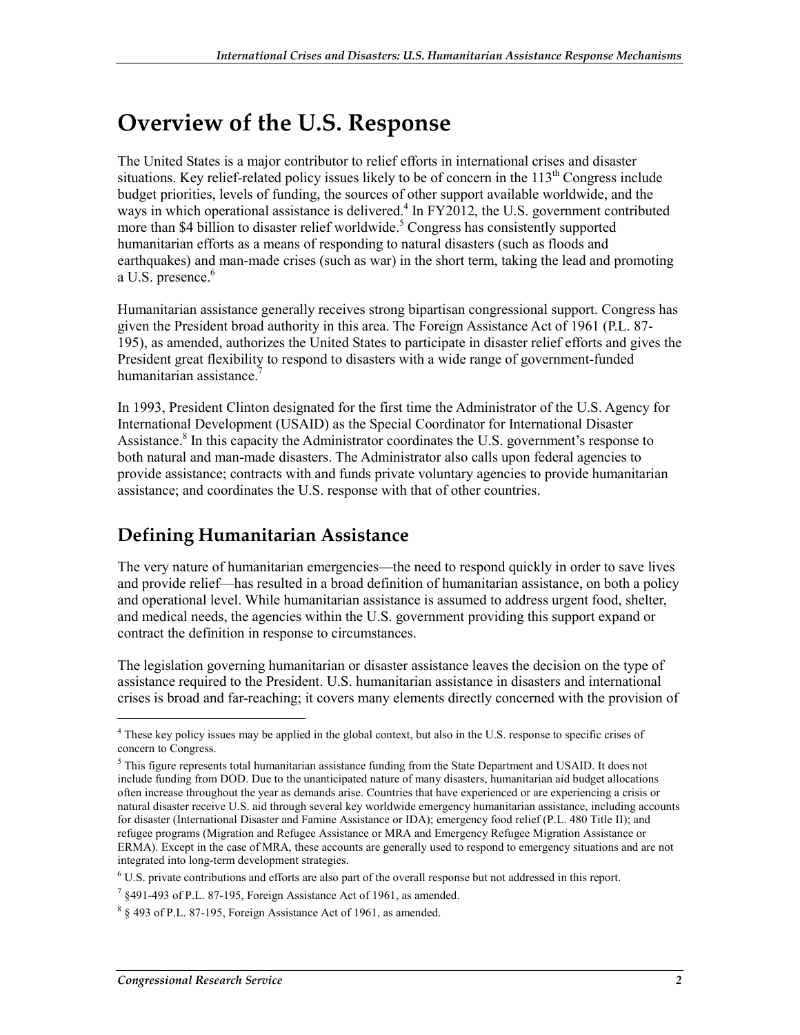# Overview of the U.S. Response

The United States is a major contributor to relief efforts in international crises and disaster situations. Key relief-related policy issues likely to be of concern in the 113th Congress include budget priorities, levels of funding, the sources of other support available worldwide, and the ways in which operational assistance is delivered.[4] In FY2012, the U.S. government contributed more than $4 billion to disaster relief worldwide.[5] Congress has consistently supported humanitarian efforts as a means of responding to natural disasters (such as floods and earthquakes) and man-made crises (such as war) in the short term, taking the lead and promoting a U.S. presence.[6]

Humanitarian assistance generally receives strong bipartisan congressional support. Congress has given the President broad authority in this area. The Foreign Assistance Act of 1961 (P.L. 87-195), as amended, authorizes the United States to participate in disaster relief efforts and gives the President great flexibility to respond to disasters with a wide range of government-funded humanitarian assistance.[7]

In 1993, President Clinton designated for the first time the Administrator of the U.S. Agency for International Development (USAID) as the Special Coordinator for International Disaster Assistance.[8] In this capacity the Administrator coordinates the U.S. government's response to both natural and man-made disasters. The Administrator also calls upon federal agencies to provide assistance; contracts with and funds private voluntary agencies to provide humanitarian assistance; and coordinates the U.S. response with that of other countries.

## Defining Humanitarian Assistance

The very nature of humanitarian emergencies—the need to respond quickly in order to save lives and provide relief—has resulted in a broad definition of humanitarian assistance, on both a policy and operational level. While humanitarian assistance is assumed to address urgent food, shelter, and medical needs, the agencies within the U.S. government providing this support expand or contract the definition in response to circumstances.

The legislation governing humanitarian or disaster assistance leaves the decision on the type of assistance required to the President. U.S. humanitarian assistance in disasters and international crises is broad and far-reaching; it covers many elements directly concerned with the provision of

---

[4] These key policy issues may be applied in the global context, but also in the U.S. response to specific crises of concern to Congress.

[5] This figure represents total humanitarian assistance funding from the State Department and USAID. It does not include funding from DOD. Due to the unanticipated nature of many disasters, humanitarian aid budget allocations often increase throughout the year as demands arise. Countries that have experienced or are experiencing a crisis or natural disaster receive U.S. aid through several key worldwide emergency humanitarian assistance, including accounts for disaster (International Disaster and Famine Assistance or IDA); emergency food relief (P.L. 480 Title II); and refugee programs (Migration and Refugee Assistance or MRA and Emergency Refugee Migration Assistance or ERMA). Except in the case of MRA, these accounts are generally used to respond to emergency situations and are not integrated into long-term development strategies.

[6] U.S. private contributions and efforts are also part of the overall response but not addressed in this report.

[7] §491-493 of P.L. 87-195, Foreign Assistance Act of 1961, as amended.

[8] § 493 of P.L. 87-195, Foreign Assistance Act of 1961, as amended.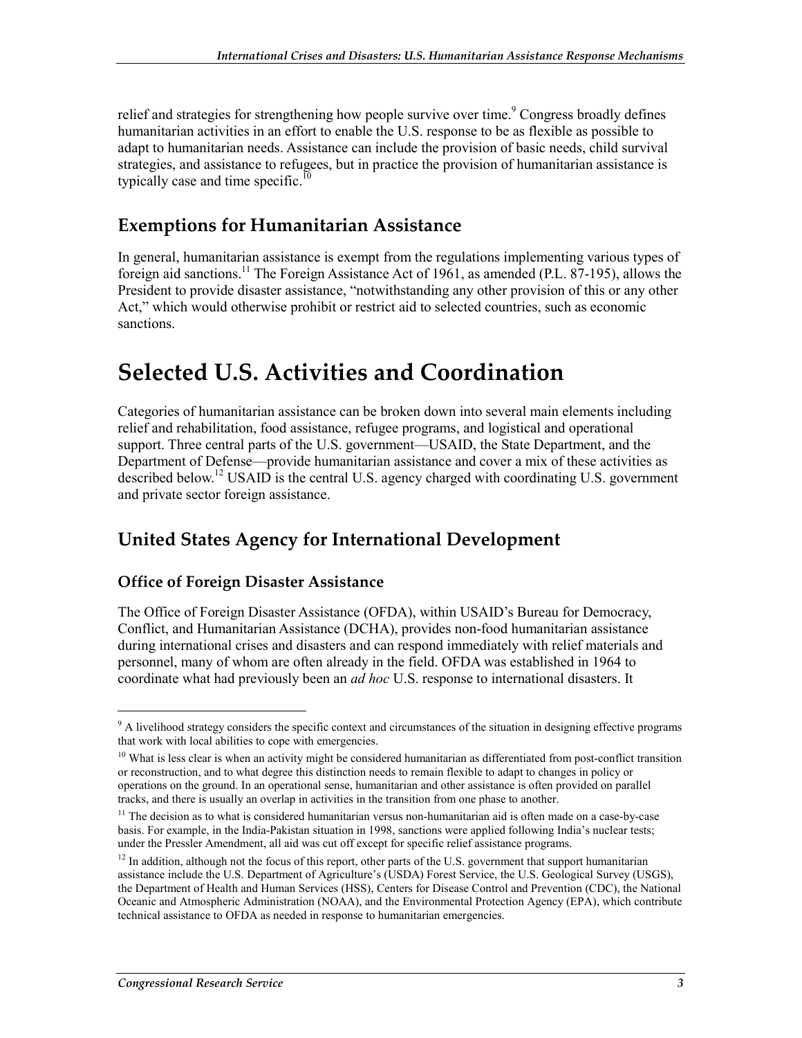relief and strategies for strengthening how people survive over time.[9] Congress broadly defines humanitarian activities in an effort to enable the U.S. response to be as flexible as possible to adapt to humanitarian needs. Assistance can include the provision of basic needs, child survival strategies, and assistance to refugees, but in practice the provision of humanitarian assistance is typically case and time specific.[10]

## Exemptions for Humanitarian Assistance

In general, humanitarian assistance is exempt from the regulations implementing various types of foreign aid sanctions.[11] The Foreign Assistance Act of 1961, as amended (P.L. 87-195), allows the President to provide disaster assistance, "notwithstanding any other provision of this or any other Act," which would otherwise prohibit or restrict aid to selected countries, such as economic sanctions.

# Selected U.S. Activities and Coordination

Categories of humanitarian assistance can be broken down into several main elements including relief and rehabilitation, food assistance, refugee programs, and logistical and operational support. Three central parts of the U.S. government—USAID, the State Department, and the Department of Defense—provide humanitarian assistance and cover a mix of these activities as described below.[12] USAID is the central U.S. agency charged with coordinating U.S. government and private sector foreign assistance.

## United States Agency for International Development

### Office of Foreign Disaster Assistance

The Office of Foreign Disaster Assistance (OFDA), within USAID's Bureau for Democracy, Conflict, and Humanitarian Assistance (DCHA), provides non-food humanitarian assistance during international crises and disasters and can respond immediately with relief materials and personnel, many of whom are often already in the field. OFDA was established in 1964 to coordinate what had previously been an *ad hoc* U.S. response to international disasters. It

---

[9] A livelihood strategy considers the specific context and circumstances of the situation in designing effective programs that work with local abilities to cope with emergencies.

[10] What is less clear is when an activity might be considered humanitarian as differentiated from post-conflict transition or reconstruction, and to what degree this distinction needs to remain flexible to adapt to changes in policy or operations on the ground. In an operational sense, humanitarian and other assistance is often provided on parallel tracks, and there is usually an overlap in activities in the transition from one phase to another.

[11] The decision as to what is considered humanitarian versus non-humanitarian aid is often made on a case-by-case basis. For example, in the India-Pakistan situation in 1998, sanctions were applied following India's nuclear tests; under the Pressler Amendment, all aid was cut off except for specific relief assistance programs.

[12] In addition, although not the focus of this report, other parts of the U.S. government that support humanitarian assistance include the U.S. Department of Agriculture's (USDA) Forest Service, the U.S. Geological Survey (USGS), the Department of Health and Human Services (HSS), Centers for Disease Control and Prevention (CDC), the National Oceanic and Atmospheric Administration (NOAA), and the Environmental Protection Agency (EPA), which contribute technical assistance to OFDA as needed in response to humanitarian emergencies.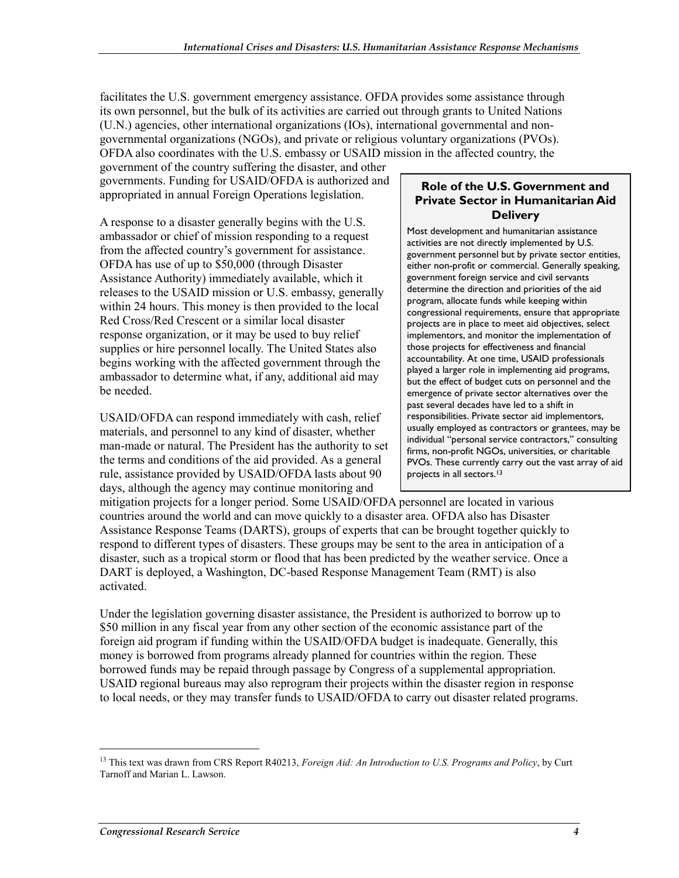facilitates the U.S. government emergency assistance. OFDA provides some assistance through its own personnel, but the bulk of its activities are carried out through grants to United Nations (U.N.) agencies, other international organizations (IOs), international governmental and non-governmental organizations (NGOs), and private or religious voluntary organizations (PVOs). OFDA also coordinates with the U.S. embassy or USAID mission in the affected country, the government of the country suffering the disaster, and other governments. Funding for USAID/OFDA is authorized and appropriated in annual Foreign Operations legislation.

A response to a disaster generally begins with the U.S. ambassador or chief of mission responding to a request from the affected country's government for assistance. OFDA has use of up to $50,000 (through Disaster Assistance Authority) immediately available, which it releases to the USAID mission or U.S. embassy, generally within 24 hours. This money is then provided to the local Red Cross/Red Crescent or a similar local disaster response organization, or it may be used to buy relief supplies or hire personnel locally. The United States also begins working with the affected government through the ambassador to determine what, if any, additional aid may be needed.

USAID/OFDA can respond immediately with cash, relief materials, and personnel to any kind of disaster, whether man-made or natural. The President has the authority to set the terms and conditions of the aid provided. As a general rule, assistance provided by USAID/OFDA lasts about 90 days, although the agency may continue monitoring and mitigation projects for a longer period. Some USAID/OFDA personnel are located in various countries around the world and can move quickly to a disaster area. OFDA also has Disaster Assistance Response Teams (DARTS), groups of experts that can be brought together quickly to respond to different types of disasters. These groups may be sent to the area in anticipation of a disaster, such as a tropical storm or flood that has been predicted by the weather service. Once a DART is deployed, a Washington, DC-based Response Management Team (RMT) is also activated.

> **Role of the U.S. Government and Private Sector in Humanitarian Aid Delivery**
>
> Most development and humanitarian assistance activities are not directly implemented by U.S. government personnel but by private sector entities, either non-profit or commercial. Generally speaking, government foreign service and civil servants determine the direction and priorities of the aid program, allocate funds while keeping within congressional requirements, ensure that appropriate projects are in place to meet aid objectives, select implementors, and monitor the implementation of those projects for effectiveness and financial accountability. At one time, USAID professionals played a larger role in implementing aid programs, but the effect of budget cuts on personnel and the emergence of private sector alternatives over the past several decades have led to a shift in responsibilities. Private sector aid implementors, usually employed as contractors or grantees, may be individual "personal service contractors," consulting firms, non-profit NGOs, universities, or charitable PVOs. These currently carry out the vast array of aid projects in all sectors.[13]

Under the legislation governing disaster assistance, the President is authorized to borrow up to $50 million in any fiscal year from any other section of the economic assistance part of the foreign aid program if funding within the USAID/OFDA budget is inadequate. Generally, this money is borrowed from programs already planned for countries within the region. These borrowed funds may be repaid through passage by Congress of a supplemental appropriation. USAID regional bureaus may also reprogram their projects within the disaster region in response to local needs, or they may transfer funds to USAID/OFDA to carry out disaster related programs.

---

[13] This text was drawn from CRS Report R40213, *Foreign Aid: An Introduction to U.S. Programs and Policy*, by Curt Tarnoff and Marian L. Lawson.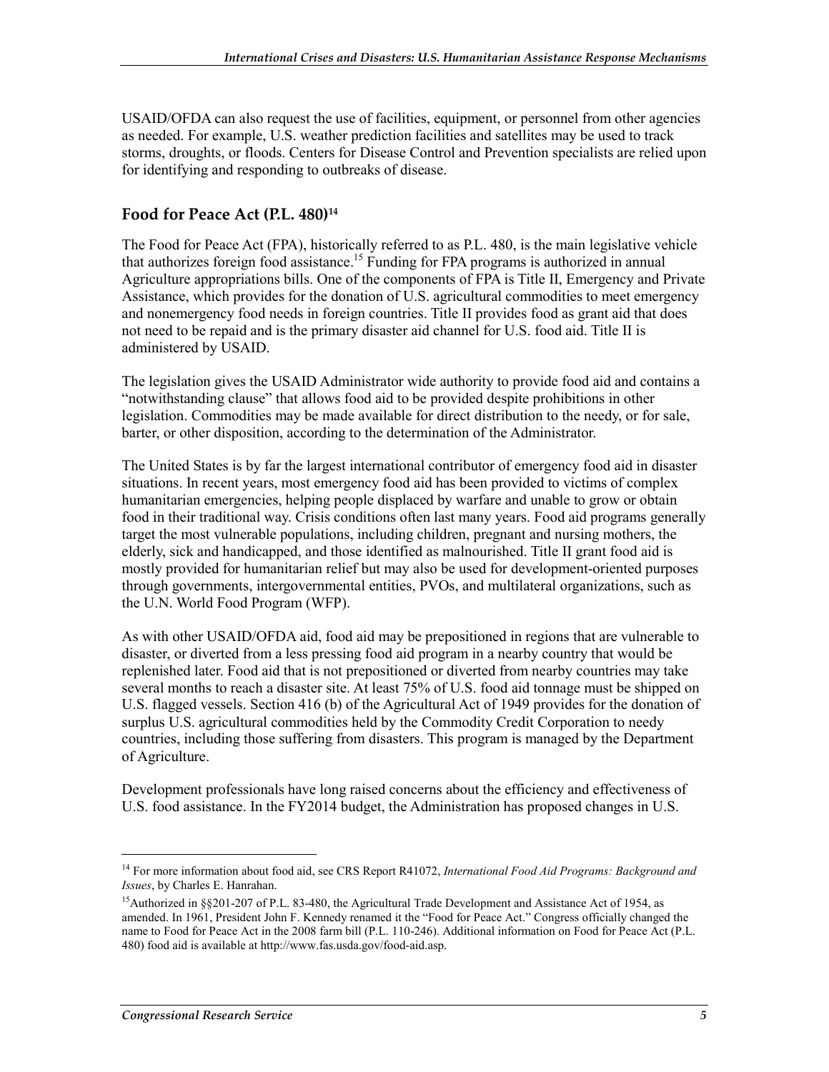USAID/OFDA can also request the use of facilities, equipment, or personnel from other agencies as needed. For example, U.S. weather prediction facilities and satellites may be used to track storms, droughts, or floods. Centers for Disease Control and Prevention specialists are relied upon for identifying and responding to outbreaks of disease.

### Food for Peace Act (P.L. 480)[14]

The Food for Peace Act (FPA), historically referred to as P.L. 480, is the main legislative vehicle that authorizes foreign food assistance.[15] Funding for FPA programs is authorized in annual Agriculture appropriations bills. One of the components of FPA is Title II, Emergency and Private Assistance, which provides for the donation of U.S. agricultural commodities to meet emergency and nonemergency food needs in foreign countries. Title II provides food as grant aid that does not need to be repaid and is the primary disaster aid channel for U.S. food aid. Title II is administered by USAID.

The legislation gives the USAID Administrator wide authority to provide food aid and contains a "notwithstanding clause" that allows food aid to be provided despite prohibitions in other legislation. Commodities may be made available for direct distribution to the needy, or for sale, barter, or other disposition, according to the determination of the Administrator.

The United States is by far the largest international contributor of emergency food aid in disaster situations. In recent years, most emergency food aid has been provided to victims of complex humanitarian emergencies, helping people displaced by warfare and unable to grow or obtain food in their traditional way. Crisis conditions often last many years. Food aid programs generally target the most vulnerable populations, including children, pregnant and nursing mothers, the elderly, sick and handicapped, and those identified as malnourished. Title II grant food aid is mostly provided for humanitarian relief but may also be used for development-oriented purposes through governments, intergovernmental entities, PVOs, and multilateral organizations, such as the U.N. World Food Program (WFP).

As with other USAID/OFDA aid, food aid may be prepositioned in regions that are vulnerable to disaster, or diverted from a less pressing food aid program in a nearby country that would be replenished later. Food aid that is not prepositioned or diverted from nearby countries may take several months to reach a disaster site. At least 75% of U.S. food aid tonnage must be shipped on U.S. flagged vessels. Section 416 (b) of the Agricultural Act of 1949 provides for the donation of surplus U.S. agricultural commodities held by the Commodity Credit Corporation to needy countries, including those suffering from disasters. This program is managed by the Department of Agriculture.

Development professionals have long raised concerns about the efficiency and effectiveness of U.S. food assistance. In the FY2014 budget, the Administration has proposed changes in U.S.

---

[14] For more information about food aid, see CRS Report R41072, *International Food Aid Programs: Background and Issues*, by Charles E. Hanrahan.

[15] Authorized in §§201-207 of P.L. 83-480, the Agricultural Trade Development and Assistance Act of 1954, as amended. In 1961, President John F. Kennedy renamed it the "Food for Peace Act." Congress officially changed the name to Food for Peace Act in the 2008 farm bill (P.L. 110-246). Additional information on Food for Peace Act (P.L. 480) food aid is available at http://www.fas.usda.gov/food-aid.asp.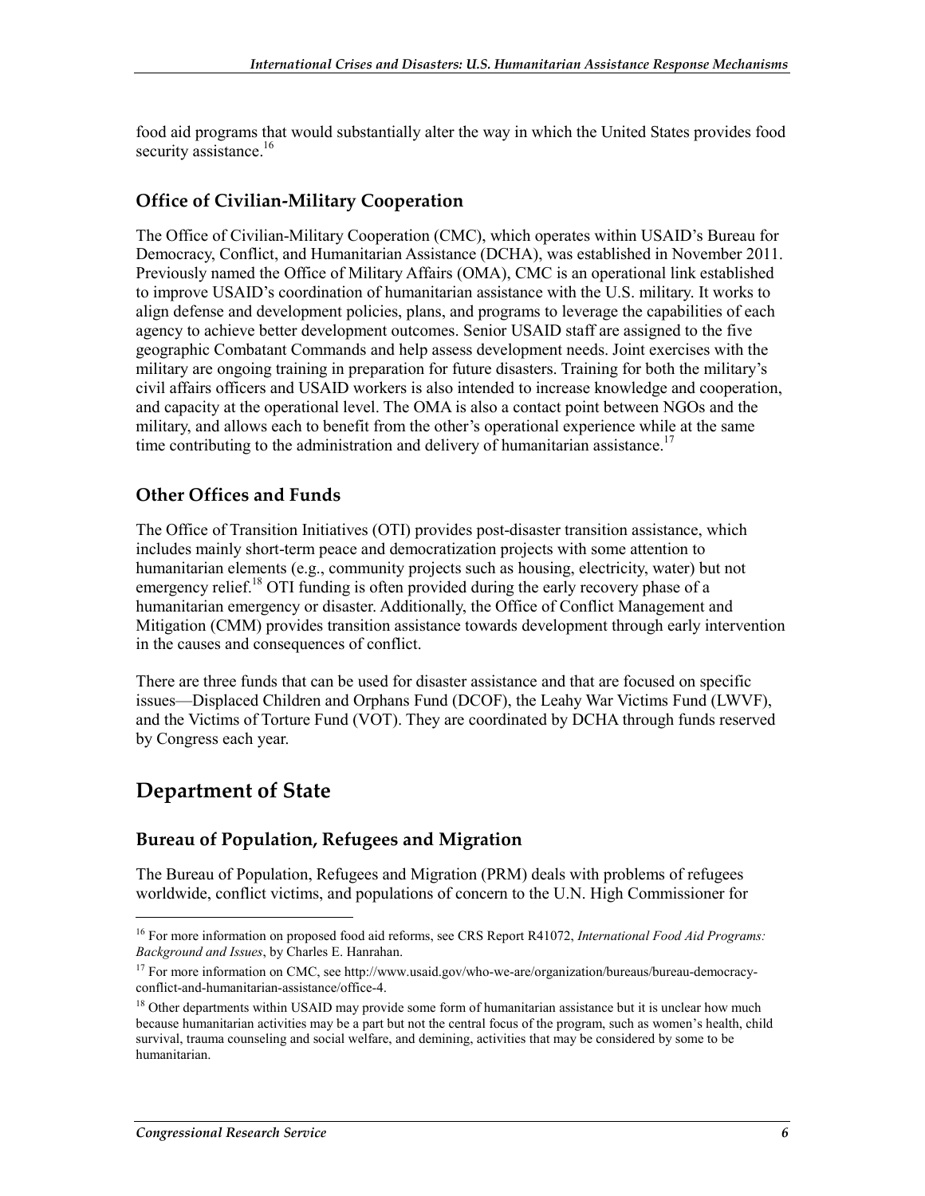food aid programs that would substantially alter the way in which the United States provides food security assistance.[16]

### Office of Civilian-Military Cooperation

The Office of Civilian-Military Cooperation (CMC), which operates within USAID's Bureau for Democracy, Conflict, and Humanitarian Assistance (DCHA), was established in November 2011. Previously named the Office of Military Affairs (OMA), CMC is an operational link established to improve USAID's coordination of humanitarian assistance with the U.S. military. It works to align defense and development policies, plans, and programs to leverage the capabilities of each agency to achieve better development outcomes. Senior USAID staff are assigned to the five geographic Combatant Commands and help assess development needs. Joint exercises with the military are ongoing training in preparation for future disasters. Training for both the military's civil affairs officers and USAID workers is also intended to increase knowledge and cooperation, and capacity at the operational level. The OMA is also a contact point between NGOs and the military, and allows each to benefit from the other's operational experience while at the same time contributing to the administration and delivery of humanitarian assistance.[17]

### Other Offices and Funds

The Office of Transition Initiatives (OTI) provides post-disaster transition assistance, which includes mainly short-term peace and democratization projects with some attention to humanitarian elements (e.g., community projects such as housing, electricity, water) but not emergency relief.[18] OTI funding is often provided during the early recovery phase of a humanitarian emergency or disaster. Additionally, the Office of Conflict Management and Mitigation (CMM) provides transition assistance towards development through early intervention in the causes and consequences of conflict.

There are three funds that can be used for disaster assistance and that are focused on specific issues—Displaced Children and Orphans Fund (DCOF), the Leahy War Victims Fund (LWVF), and the Victims of Torture Fund (VOT). They are coordinated by DCHA through funds reserved by Congress each year.

## Department of State

### Bureau of Population, Refugees and Migration

The Bureau of Population, Refugees and Migration (PRM) deals with problems of refugees worldwide, conflict victims, and populations of concern to the U.N. High Commissioner for

---

[16] For more information on proposed food aid reforms, see CRS Report R41072, *International Food Aid Programs: Background and Issues*, by Charles E. Hanrahan.

[17] For more information on CMC, see http://www.usaid.gov/who-we-are/organization/bureaus/bureau-democracy-conflict-and-humanitarian-assistance/office-4.

[18] Other departments within USAID may provide some form of humanitarian assistance but it is unclear how much because humanitarian activities may be a part but not the central focus of the program, such as women's health, child survival, trauma counseling and social welfare, and demining, activities that may be considered by some to be humanitarian.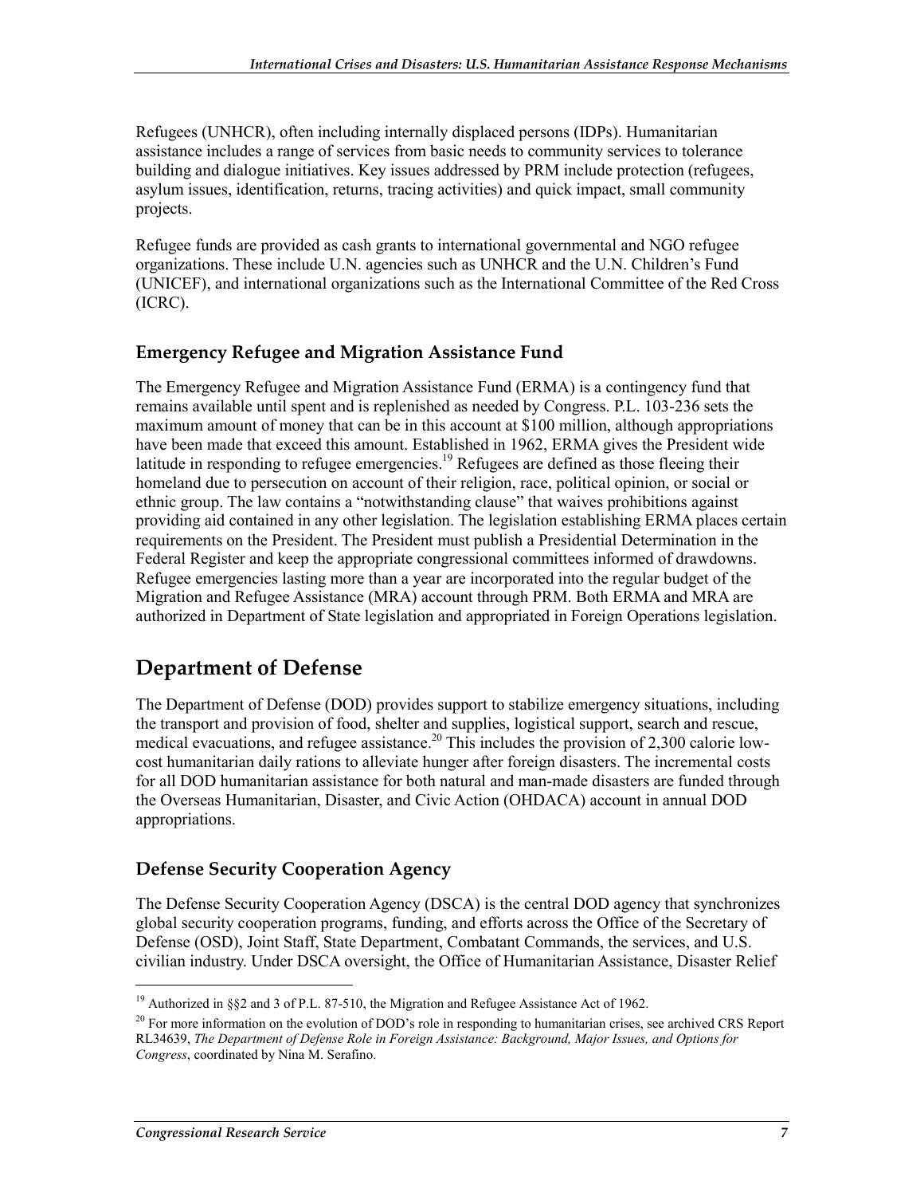Refugees (UNHCR), often including internally displaced persons (IDPs). Humanitarian assistance includes a range of services from basic needs to community services to tolerance building and dialogue initiatives. Key issues addressed by PRM include protection (refugees, asylum issues, identification, returns, tracing activities) and quick impact, small community projects.

Refugee funds are provided as cash grants to international governmental and NGO refugee organizations. These include U.N. agencies such as UNHCR and the U.N. Children's Fund (UNICEF), and international organizations such as the International Committee of the Red Cross (ICRC).

### Emergency Refugee and Migration Assistance Fund

The Emergency Refugee and Migration Assistance Fund (ERMA) is a contingency fund that remains available until spent and is replenished as needed by Congress. P.L. 103-236 sets the maximum amount of money that can be in this account at $100 million, although appropriations have been made that exceed this amount. Established in 1962, ERMA gives the President wide latitude in responding to refugee emergencies.[19] Refugees are defined as those fleeing their homeland due to persecution on account of their religion, race, political opinion, or social or ethnic group. The law contains a "notwithstanding clause" that waives prohibitions against providing aid contained in any other legislation. The legislation establishing ERMA places certain requirements on the President. The President must publish a Presidential Determination in the Federal Register and keep the appropriate congressional committees informed of drawdowns. Refugee emergencies lasting more than a year are incorporated into the regular budget of the Migration and Refugee Assistance (MRA) account through PRM. Both ERMA and MRA are authorized in Department of State legislation and appropriated in Foreign Operations legislation.

## Department of Defense

The Department of Defense (DOD) provides support to stabilize emergency situations, including the transport and provision of food, shelter and supplies, logistical support, search and rescue, medical evacuations, and refugee assistance.[20] This includes the provision of 2,300 calorie low-cost humanitarian daily rations to alleviate hunger after foreign disasters. The incremental costs for all DOD humanitarian assistance for both natural and man-made disasters are funded through the Overseas Humanitarian, Disaster, and Civic Action (OHDACA) account in annual DOD appropriations.

### Defense Security Cooperation Agency

The Defense Security Cooperation Agency (DSCA) is the central DOD agency that synchronizes global security cooperation programs, funding, and efforts across the Office of the Secretary of Defense (OSD), Joint Staff, State Department, Combatant Commands, the services, and U.S. civilian industry. Under DSCA oversight, the Office of Humanitarian Assistance, Disaster Relief

---

[19] Authorized in §§2 and 3 of P.L. 87-510, the Migration and Refugee Assistance Act of 1962.

[20] For more information on the evolution of DOD's role in responding to humanitarian crises, see archived CRS Report RL34639, *The Department of Defense Role in Foreign Assistance: Background, Major Issues, and Options for Congress*, coordinated by Nina M. Serafino.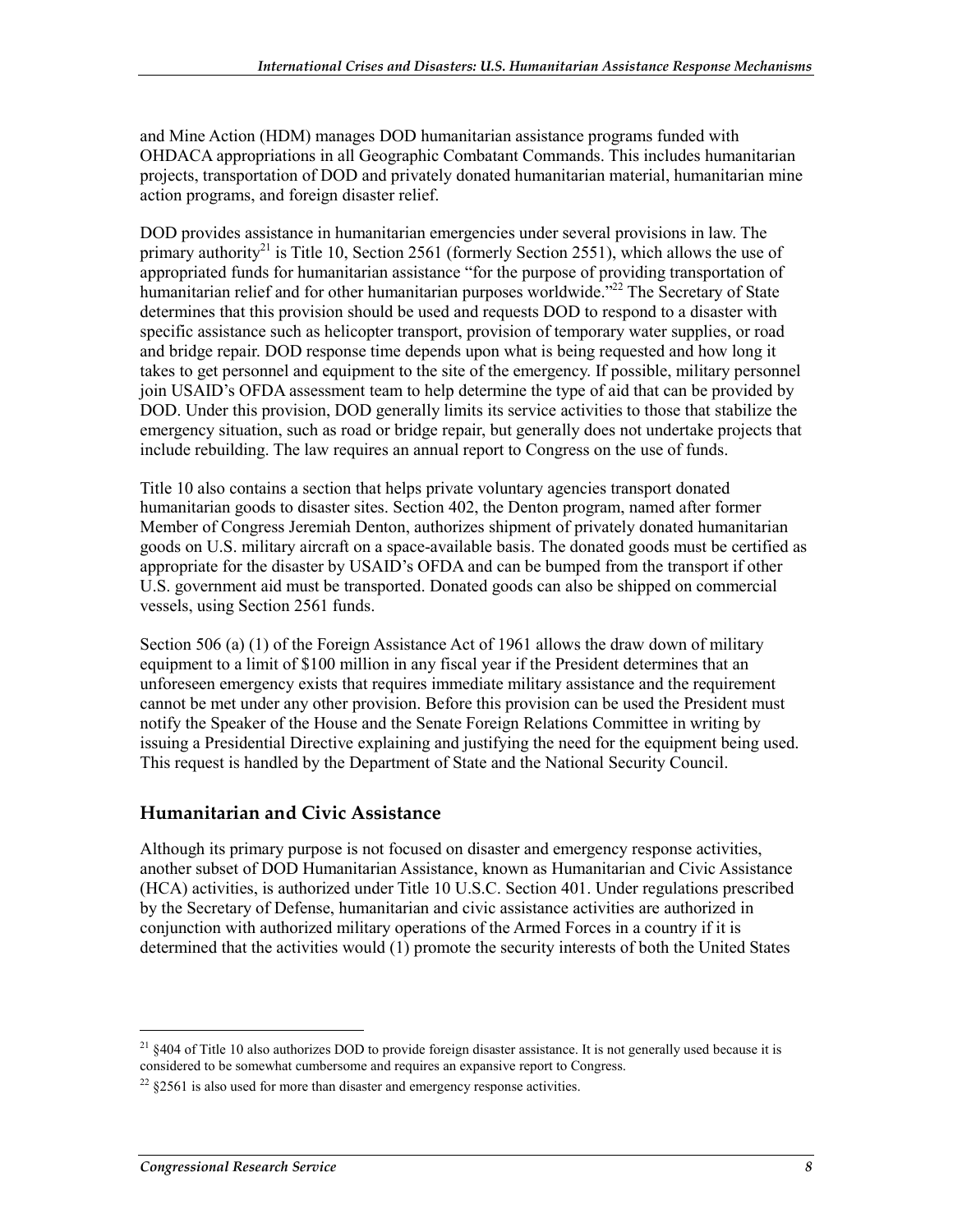and Mine Action (HDM) manages DOD humanitarian assistance programs funded with OHDACA appropriations in all Geographic Combatant Commands. This includes humanitarian projects, transportation of DOD and privately donated humanitarian material, humanitarian mine action programs, and foreign disaster relief.

DOD provides assistance in humanitarian emergencies under several provisions in law. The primary authority[21] is Title 10, Section 2561 (formerly Section 2551), which allows the use of appropriated funds for humanitarian assistance "for the purpose of providing transportation of humanitarian relief and for other humanitarian purposes worldwide."[22] The Secretary of State determines that this provision should be used and requests DOD to respond to a disaster with specific assistance such as helicopter transport, provision of temporary water supplies, or road and bridge repair. DOD response time depends upon what is being requested and how long it takes to get personnel and equipment to the site of the emergency. If possible, military personnel join USAID's OFDA assessment team to help determine the type of aid that can be provided by DOD. Under this provision, DOD generally limits its service activities to those that stabilize the emergency situation, such as road or bridge repair, but generally does not undertake projects that include rebuilding. The law requires an annual report to Congress on the use of funds.

Title 10 also contains a section that helps private voluntary agencies transport donated humanitarian goods to disaster sites. Section 402, the Denton program, named after former Member of Congress Jeremiah Denton, authorizes shipment of privately donated humanitarian goods on U.S. military aircraft on a space-available basis. The donated goods must be certified as appropriate for the disaster by USAID's OFDA and can be bumped from the transport if other U.S. government aid must be transported. Donated goods can also be shipped on commercial vessels, using Section 2561 funds.

Section 506 (a) (1) of the Foreign Assistance Act of 1961 allows the draw down of military equipment to a limit of $100 million in any fiscal year if the President determines that an unforeseen emergency exists that requires immediate military assistance and the requirement cannot be met under any other provision. Before this provision can be used the President must notify the Speaker of the House and the Senate Foreign Relations Committee in writing by issuing a Presidential Directive explaining and justifying the need for the equipment being used. This request is handled by the Department of State and the National Security Council.

## Humanitarian and Civic Assistance

Although its primary purpose is not focused on disaster and emergency response activities, another subset of DOD Humanitarian Assistance, known as Humanitarian and Civic Assistance (HCA) activities, is authorized under Title 10 U.S.C. Section 401. Under regulations prescribed by the Secretary of Defense, humanitarian and civic assistance activities are authorized in conjunction with authorized military operations of the Armed Forces in a country if it is determined that the activities would (1) promote the security interests of both the United States

---

[21] §404 of Title 10 also authorizes DOD to provide foreign disaster assistance. It is not generally used because it is considered to be somewhat cumbersome and requires an expansive report to Congress.

[22] §2561 is also used for more than disaster and emergency response activities.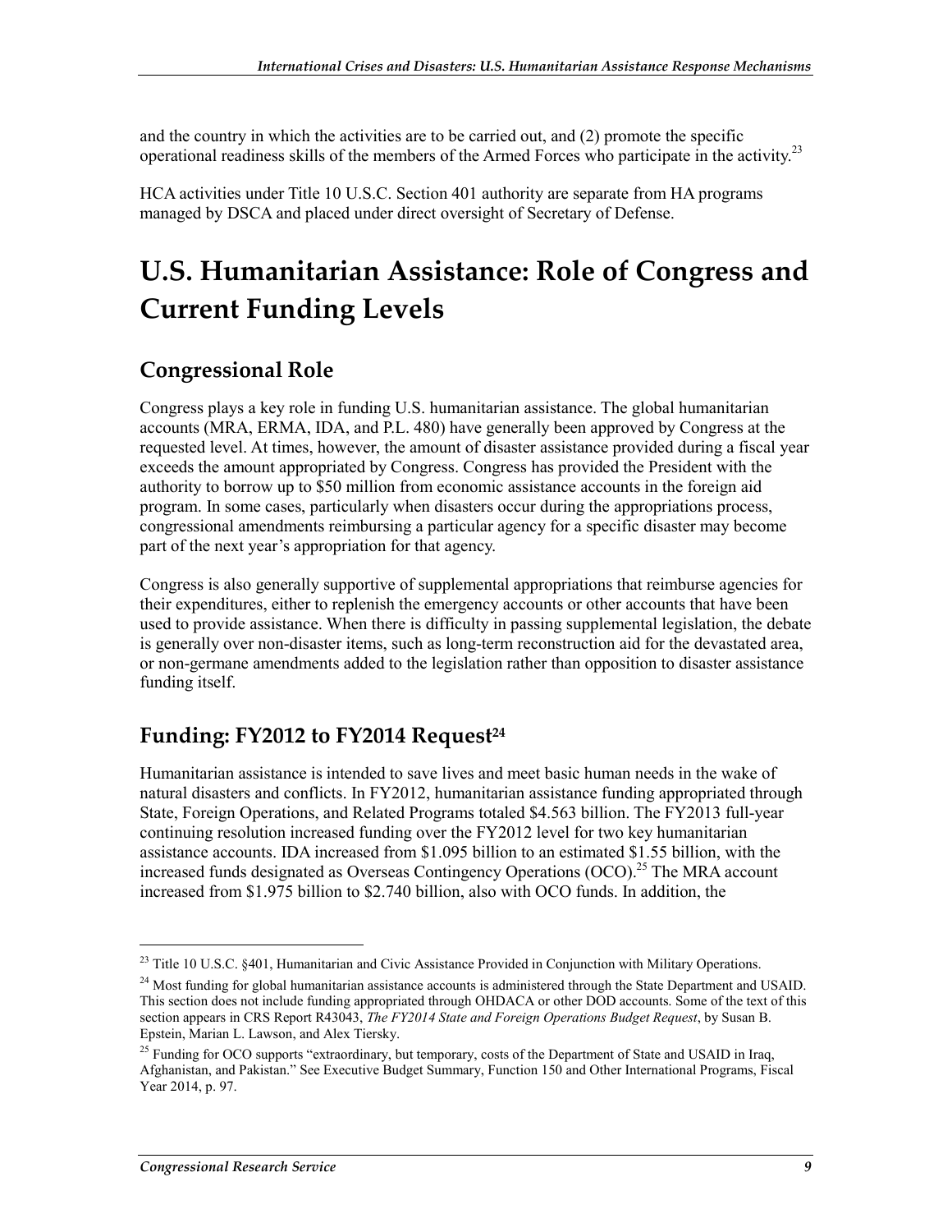and the country in which the activities are to be carried out, and (2) promote the specific operational readiness skills of the members of the Armed Forces who participate in the activity.[23]

HCA activities under Title 10 U.S.C. Section 401 authority are separate from HA programs managed by DSCA and placed under direct oversight of Secretary of Defense.

# U.S. Humanitarian Assistance: Role of Congress and Current Funding Levels

## Congressional Role

Congress plays a key role in funding U.S. humanitarian assistance. The global humanitarian accounts (MRA, ERMA, IDA, and P.L. 480) have generally been approved by Congress at the requested level. At times, however, the amount of disaster assistance provided during a fiscal year exceeds the amount appropriated by Congress. Congress has provided the President with the authority to borrow up to $50 million from economic assistance accounts in the foreign aid program. In some cases, particularly when disasters occur during the appropriations process, congressional amendments reimbursing a particular agency for a specific disaster may become part of the next year's appropriation for that agency.

Congress is also generally supportive of supplemental appropriations that reimburse agencies for their expenditures, either to replenish the emergency accounts or other accounts that have been used to provide assistance. When there is difficulty in passing supplemental legislation, the debate is generally over non-disaster items, such as long-term reconstruction aid for the devastated area, or non-germane amendments added to the legislation rather than opposition to disaster assistance funding itself.

## Funding: FY2012 to FY2014 Request[24]

Humanitarian assistance is intended to save lives and meet basic human needs in the wake of natural disasters and conflicts. In FY2012, humanitarian assistance funding appropriated through State, Foreign Operations, and Related Programs totaled $4.563 billion. The FY2013 full-year continuing resolution increased funding over the FY2012 level for two key humanitarian assistance accounts. IDA increased from $1.095 billion to an estimated $1.55 billion, with the increased funds designated as Overseas Contingency Operations (OCO).[25] The MRA account increased from $1.975 billion to $2.740 billion, also with OCO funds. In addition, the

---

[23] Title 10 U.S.C. §401, Humanitarian and Civic Assistance Provided in Conjunction with Military Operations.

[24] Most funding for global humanitarian assistance accounts is administered through the State Department and USAID. This section does not include funding appropriated through OHDACA or other DOD accounts. Some of the text of this section appears in CRS Report R43043, *The FY2014 State and Foreign Operations Budget Request*, by Susan B. Epstein, Marian L. Lawson, and Alex Tiersky.

[25] Funding for OCO supports "extraordinary, but temporary, costs of the Department of State and USAID in Iraq, Afghanistan, and Pakistan." See Executive Budget Summary, Function 150 and Other International Programs, Fiscal Year 2014, p. 97.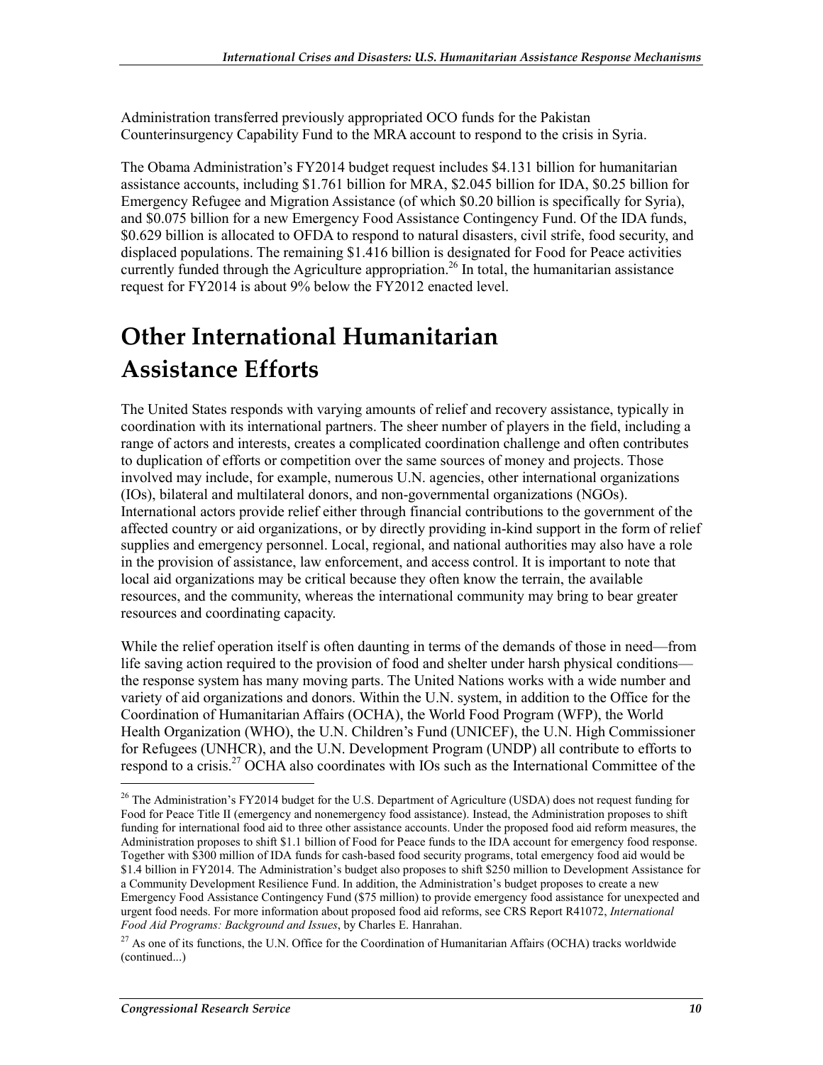Administration transferred previously appropriated OCO funds for the Pakistan Counterinsurgency Capability Fund to the MRA account to respond to the crisis in Syria.

The Obama Administration's FY2014 budget request includes $4.131 billion for humanitarian assistance accounts, including $1.761 billion for MRA, $2.045 billion for IDA, $0.25 billion for Emergency Refugee and Migration Assistance (of which $0.20 billion is specifically for Syria), and $0.075 billion for a new Emergency Food Assistance Contingency Fund. Of the IDA funds, $0.629 billion is allocated to OFDA to respond to natural disasters, civil strife, food security, and displaced populations. The remaining $1.416 billion is designated for Food for Peace activities currently funded through the Agriculture appropriation.[26] In total, the humanitarian assistance request for FY2014 is about 9% below the FY2012 enacted level.

# Other International Humanitarian Assistance Efforts

The United States responds with varying amounts of relief and recovery assistance, typically in coordination with its international partners. The sheer number of players in the field, including a range of actors and interests, creates a complicated coordination challenge and often contributes to duplication of efforts or competition over the same sources of money and projects. Those involved may include, for example, numerous U.N. agencies, other international organizations (IOs), bilateral and multilateral donors, and non-governmental organizations (NGOs). International actors provide relief either through financial contributions to the government of the affected country or aid organizations, or by directly providing in-kind support in the form of relief supplies and emergency personnel. Local, regional, and national authorities may also have a role in the provision of assistance, law enforcement, and access control. It is important to note that local aid organizations may be critical because they often know the terrain, the available resources, and the community, whereas the international community may bring to bear greater resources and coordinating capacity.

While the relief operation itself is often daunting in terms of the demands of those in need—from life saving action required to the provision of food and shelter under harsh physical conditions—the response system has many moving parts. The United Nations works with a wide number and variety of aid organizations and donors. Within the U.N. system, in addition to the Office for the Coordination of Humanitarian Affairs (OCHA), the World Food Program (WFP), the World Health Organization (WHO), the U.N. Children's Fund (UNICEF), the U.N. High Commissioner for Refugees (UNHCR), and the U.N. Development Program (UNDP) all contribute to efforts to respond to a crisis.[27] OCHA also coordinates with IOs such as the International Committee of the

---

[26] The Administration's FY2014 budget for the U.S. Department of Agriculture (USDA) does not request funding for Food for Peace Title II (emergency and nonemergency food assistance). Instead, the Administration proposes to shift funding for international food aid to three other assistance accounts. Under the proposed food aid reform measures, the Administration proposes to shift $1.1 billion of Food for Peace funds to the IDA account for emergency food response. Together with $300 million of IDA funds for cash-based food security programs, total emergency food aid would be $1.4 billion in FY2014. The Administration's budget also proposes to shift $250 million to Development Assistance for a Community Development Resilience Fund. In addition, the Administration's budget proposes to create a new Emergency Food Assistance Contingency Fund ($75 million) to provide emergency food assistance for unexpected and urgent food needs. For more information about proposed food aid reforms, see CRS Report R41072, *International Food Aid Programs: Background and Issues*, by Charles E. Hanrahan.

[27] As one of its functions, the U.N. Office for the Coordination of Humanitarian Affairs (OCHA) tracks worldwide (continued...)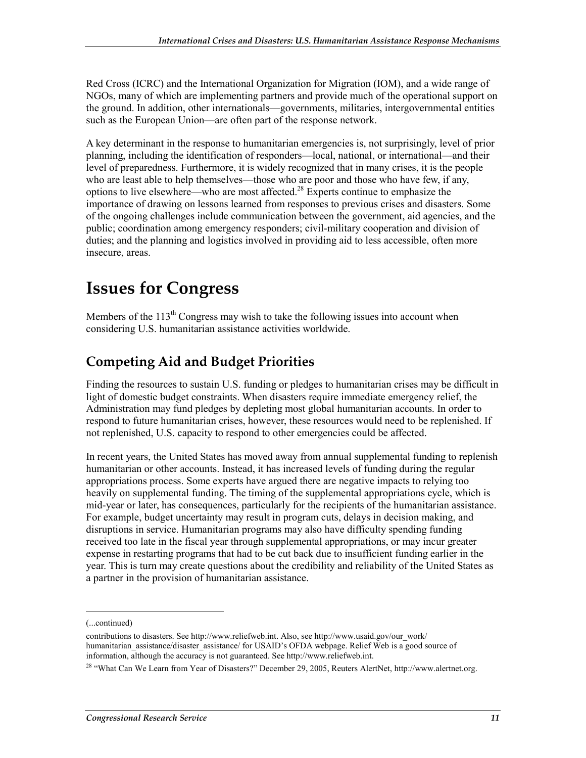Red Cross (ICRC) and the International Organization for Migration (IOM), and a wide range of NGOs, many of which are implementing partners and provide much of the operational support on the ground. In addition, other internationals—governments, militaries, intergovernmental entities such as the European Union—are often part of the response network.

A key determinant in the response to humanitarian emergencies is, not surprisingly, level of prior planning, including the identification of responders—local, national, or international—and their level of preparedness. Furthermore, it is widely recognized that in many crises, it is the people who are least able to help themselves—those who are poor and those who have few, if any, options to live elsewhere—who are most affected.[28] Experts continue to emphasize the importance of drawing on lessons learned from responses to previous crises and disasters. Some of the ongoing challenges include communication between the government, aid agencies, and the public; coordination among emergency responders; civil-military cooperation and division of duties; and the planning and logistics involved in providing aid to less accessible, often more insecure, areas.

# Issues for Congress

Members of the 113th Congress may wish to take the following issues into account when considering U.S. humanitarian assistance activities worldwide.

## Competing Aid and Budget Priorities

Finding the resources to sustain U.S. funding or pledges to humanitarian crises may be difficult in light of domestic budget constraints. When disasters require immediate emergency relief, the Administration may fund pledges by depleting most global humanitarian accounts. In order to respond to future humanitarian crises, however, these resources would need to be replenished. If not replenished, U.S. capacity to respond to other emergencies could be affected.

In recent years, the United States has moved away from annual supplemental funding to replenish humanitarian or other accounts. Instead, it has increased levels of funding during the regular appropriations process. Some experts have argued there are negative impacts to relying too heavily on supplemental funding. The timing of the supplemental appropriations cycle, which is mid-year or later, has consequences, particularly for the recipients of the humanitarian assistance. For example, budget uncertainty may result in program cuts, delays in decision making, and disruptions in service. Humanitarian programs may also have difficulty spending funding received too late in the fiscal year through supplemental appropriations, or may incur greater expense in restarting programs that had to be cut back due to insufficient funding earlier in the year. This is turn may create questions about the credibility and reliability of the United States as a partner in the provision of humanitarian assistance.

(...continued)

contributions to disasters. See http://www.reliefweb.int. Also, see http://www.usaid.gov/our_work/humanitarian_assistance/disaster_assistance/ for USAID's OFDA webpage. Relief Web is a good source of information, although the accuracy is not guaranteed. See http://www.reliefweb.int.

[28] "What Can We Learn from Year of Disasters?" December 29, 2005, Reuters AlertNet, http://www.alertnet.org.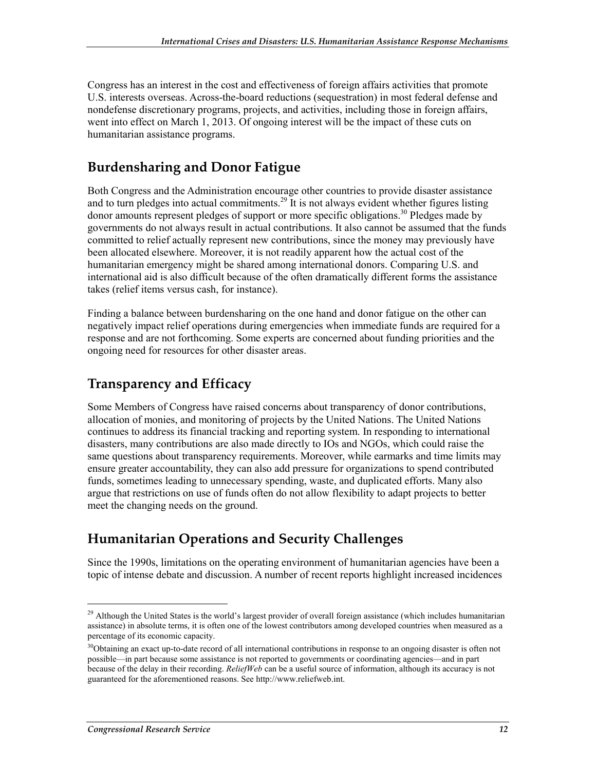Congress has an interest in the cost and effectiveness of foreign affairs activities that promote U.S. interests overseas. Across-the-board reductions (sequestration) in most federal defense and nondefense discretionary programs, projects, and activities, including those in foreign affairs, went into effect on March 1, 2013. Of ongoing interest will be the impact of these cuts on humanitarian assistance programs.

## Burdensharing and Donor Fatigue

Both Congress and the Administration encourage other countries to provide disaster assistance and to turn pledges into actual commitments.[29] It is not always evident whether figures listing donor amounts represent pledges of support or more specific obligations.[30] Pledges made by governments do not always result in actual contributions. It also cannot be assumed that the funds committed to relief actually represent new contributions, since the money may previously have been allocated elsewhere. Moreover, it is not readily apparent how the actual cost of the humanitarian emergency might be shared among international donors. Comparing U.S. and international aid is also difficult because of the often dramatically different forms the assistance takes (relief items versus cash, for instance).

Finding a balance between burdensharing on the one hand and donor fatigue on the other can negatively impact relief operations during emergencies when immediate funds are required for a response and are not forthcoming. Some experts are concerned about funding priorities and the ongoing need for resources for other disaster areas.

## Transparency and Efficacy

Some Members of Congress have raised concerns about transparency of donor contributions, allocation of monies, and monitoring of projects by the United Nations. The United Nations continues to address its financial tracking and reporting system. In responding to international disasters, many contributions are also made directly to IOs and NGOs, which could raise the same questions about transparency requirements. Moreover, while earmarks and time limits may ensure greater accountability, they can also add pressure for organizations to spend contributed funds, sometimes leading to unnecessary spending, waste, and duplicated efforts. Many also argue that restrictions on use of funds often do not allow flexibility to adapt projects to better meet the changing needs on the ground.

## Humanitarian Operations and Security Challenges

Since the 1990s, limitations on the operating environment of humanitarian agencies have been a topic of intense debate and discussion. A number of recent reports highlight increased incidences

---

[29] Although the United States is the world's largest provider of overall foreign assistance (which includes humanitarian assistance) in absolute terms, it is often one of the lowest contributors among developed countries when measured as a percentage of its economic capacity.

[30] Obtaining an exact up-to-date record of all international contributions in response to an ongoing disaster is often not possible—in part because some assistance is not reported to governments or coordinating agencies—and in part because of the delay in their recording. *ReliefWeb* can be a useful source of information, although its accuracy is not guaranteed for the aforementioned reasons. See http://www.reliefweb.int.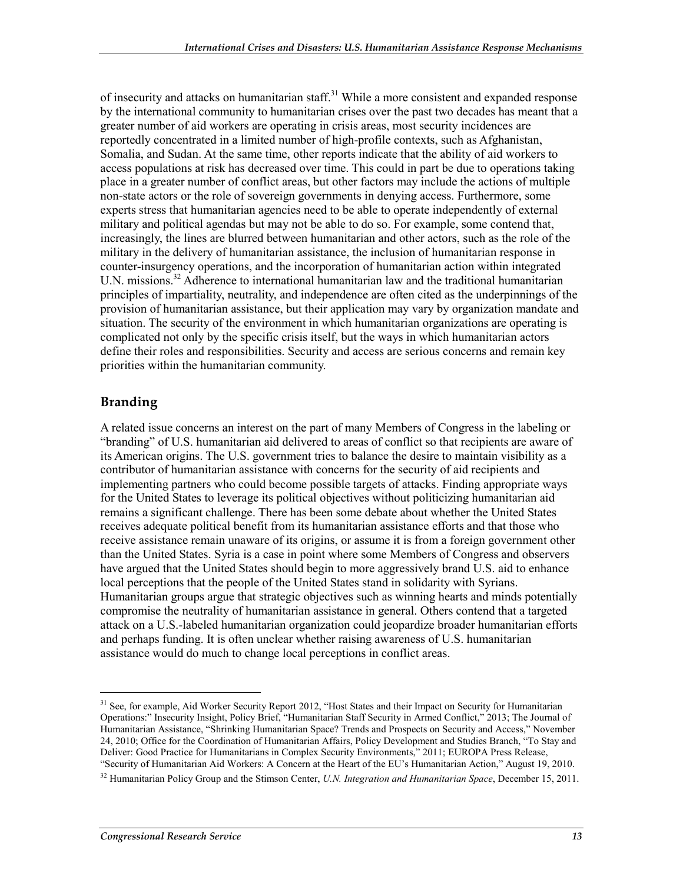of insecurity and attacks on humanitarian staff.[31] While a more consistent and expanded response by the international community to humanitarian crises over the past two decades has meant that a greater number of aid workers are operating in crisis areas, most security incidences are reportedly concentrated in a limited number of high-profile contexts, such as Afghanistan, Somalia, and Sudan. At the same time, other reports indicate that the ability of aid workers to access populations at risk has decreased over time. This could in part be due to operations taking place in a greater number of conflict areas, but other factors may include the actions of multiple non-state actors or the role of sovereign governments in denying access. Furthermore, some experts stress that humanitarian agencies need to be able to operate independently of external military and political agendas but may not be able to do so. For example, some contend that, increasingly, the lines are blurred between humanitarian and other actors, such as the role of the military in the delivery of humanitarian assistance, the inclusion of humanitarian response in counter-insurgency operations, and the incorporation of humanitarian action within integrated U.N. missions.[32] Adherence to international humanitarian law and the traditional humanitarian principles of impartiality, neutrality, and independence are often cited as the underpinnings of the provision of humanitarian assistance, but their application may vary by organization mandate and situation. The security of the environment in which humanitarian organizations are operating is complicated not only by the specific crisis itself, but the ways in which humanitarian actors define their roles and responsibilities. Security and access are serious concerns and remain key priorities within the humanitarian community.

## Branding

A related issue concerns an interest on the part of many Members of Congress in the labeling or "branding" of U.S. humanitarian aid delivered to areas of conflict so that recipients are aware of its American origins. The U.S. government tries to balance the desire to maintain visibility as a contributor of humanitarian assistance with concerns for the security of aid recipients and implementing partners who could become possible targets of attacks. Finding appropriate ways for the United States to leverage its political objectives without politicizing humanitarian aid remains a significant challenge. There has been some debate about whether the United States receives adequate political benefit from its humanitarian assistance efforts and that those who receive assistance remain unaware of its origins, or assume it is from a foreign government other than the United States. Syria is a case in point where some Members of Congress and observers have argued that the United States should begin to more aggressively brand U.S. aid to enhance local perceptions that the people of the United States stand in solidarity with Syrians. Humanitarian groups argue that strategic objectives such as winning hearts and minds potentially compromise the neutrality of humanitarian assistance in general. Others contend that a targeted attack on a U.S.-labeled humanitarian organization could jeopardize broader humanitarian efforts and perhaps funding. It is often unclear whether raising awareness of U.S. humanitarian assistance would do much to change local perceptions in conflict areas.

---

[31] See, for example, Aid Worker Security Report 2012, "Host States and their Impact on Security for Humanitarian Operations:" Insecurity Insight, Policy Brief, "Humanitarian Staff Security in Armed Conflict," 2013; The Journal of Humanitarian Assistance, "Shrinking Humanitarian Space? Trends and Prospects on Security and Access," November 24, 2010; Office for the Coordination of Humanitarian Affairs, Policy Development and Studies Branch, "To Stay and Deliver: Good Practice for Humanitarians in Complex Security Environments," 2011; EUROPA Press Release, "Security of Humanitarian Aid Workers: A Concern at the Heart of the EU's Humanitarian Action," August 19, 2010.

[32] Humanitarian Policy Group and the Stimson Center, *U.N. Integration and Humanitarian Space*, December 15, 2011.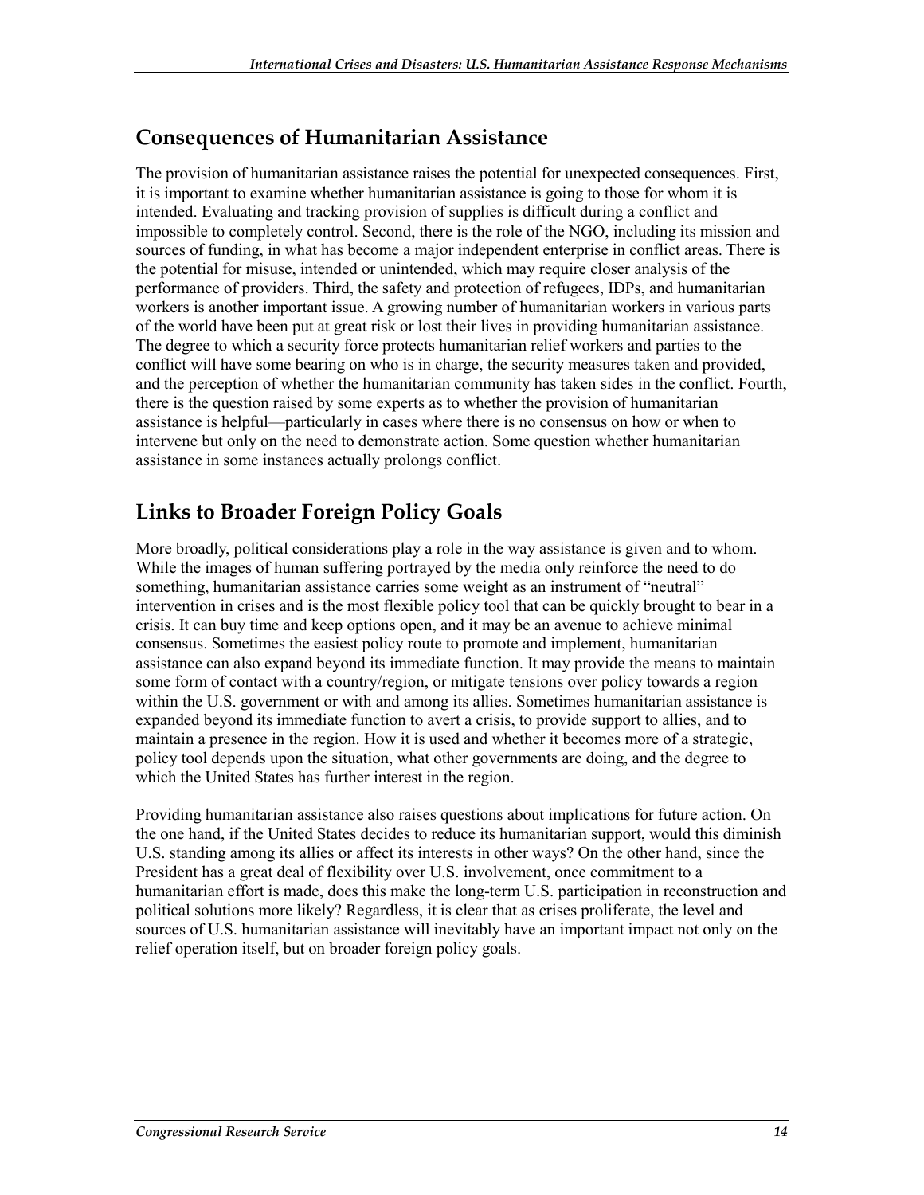## Consequences of Humanitarian Assistance

The provision of humanitarian assistance raises the potential for unexpected consequences. First, it is important to examine whether humanitarian assistance is going to those for whom it is intended. Evaluating and tracking provision of supplies is difficult during a conflict and impossible to completely control. Second, there is the role of the NGO, including its mission and sources of funding, in what has become a major independent enterprise in conflict areas. There is the potential for misuse, intended or unintended, which may require closer analysis of the performance of providers. Third, the safety and protection of refugees, IDPs, and humanitarian workers is another important issue. A growing number of humanitarian workers in various parts of the world have been put at great risk or lost their lives in providing humanitarian assistance. The degree to which a security force protects humanitarian relief workers and parties to the conflict will have some bearing on who is in charge, the security measures taken and provided, and the perception of whether the humanitarian community has taken sides in the conflict. Fourth, there is the question raised by some experts as to whether the provision of humanitarian assistance is helpful—particularly in cases where there is no consensus on how or when to intervene but only on the need to demonstrate action. Some question whether humanitarian assistance in some instances actually prolongs conflict.

## Links to Broader Foreign Policy Goals

More broadly, political considerations play a role in the way assistance is given and to whom. While the images of human suffering portrayed by the media only reinforce the need to do something, humanitarian assistance carries some weight as an instrument of "neutral" intervention in crises and is the most flexible policy tool that can be quickly brought to bear in a crisis. It can buy time and keep options open, and it may be an avenue to achieve minimal consensus. Sometimes the easiest policy route to promote and implement, humanitarian assistance can also expand beyond its immediate function. It may provide the means to maintain some form of contact with a country/region, or mitigate tensions over policy towards a region within the U.S. government or with and among its allies. Sometimes humanitarian assistance is expanded beyond its immediate function to avert a crisis, to provide support to allies, and to maintain a presence in the region. How it is used and whether it becomes more of a strategic, policy tool depends upon the situation, what other governments are doing, and the degree to which the United States has further interest in the region.

Providing humanitarian assistance also raises questions about implications for future action. On the one hand, if the United States decides to reduce its humanitarian support, would this diminish U.S. standing among its allies or affect its interests in other ways? On the other hand, since the President has a great deal of flexibility over U.S. involvement, once commitment to a humanitarian effort is made, does this make the long-term U.S. participation in reconstruction and political solutions more likely? Regardless, it is clear that as crises proliferate, the level and sources of U.S. humanitarian assistance will inevitably have an important impact not only on the relief operation itself, but on broader foreign policy goals.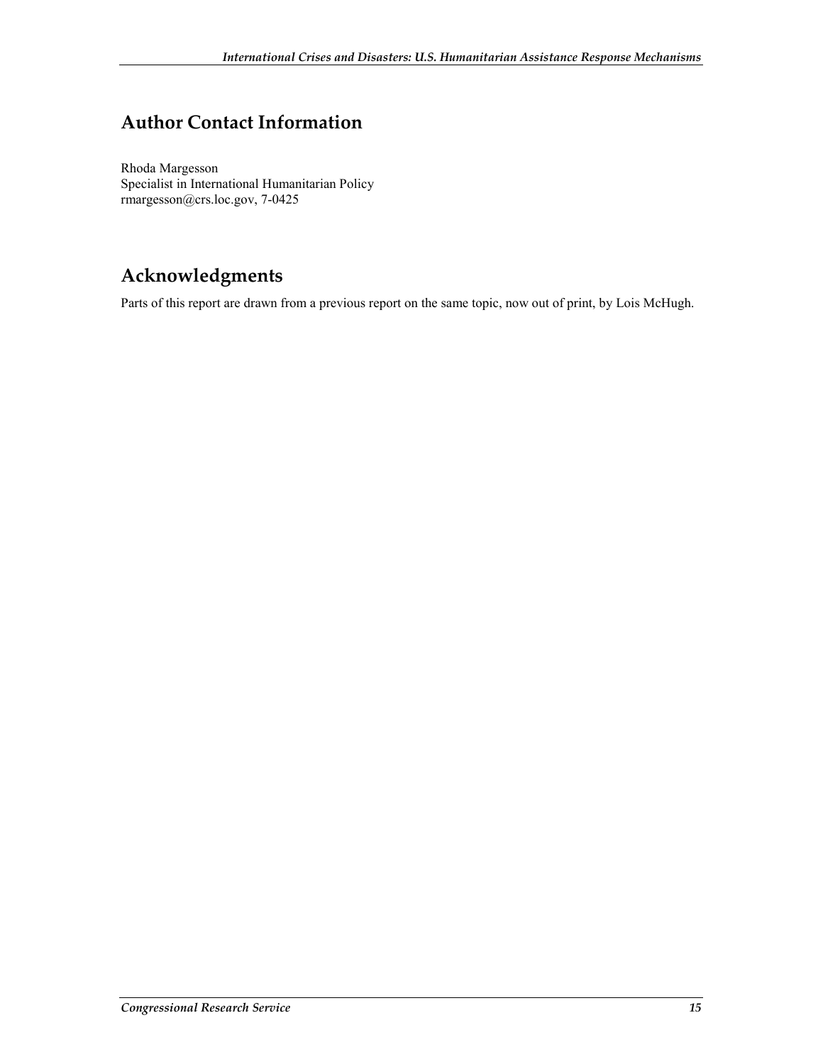## Author Contact Information

Rhoda Margesson
Specialist in International Humanitarian Policy
rmargesson@crs.loc.gov, 7-0425

## Acknowledgments

Parts of this report are drawn from a previous report on the same topic, now out of print, by Lois McHugh.